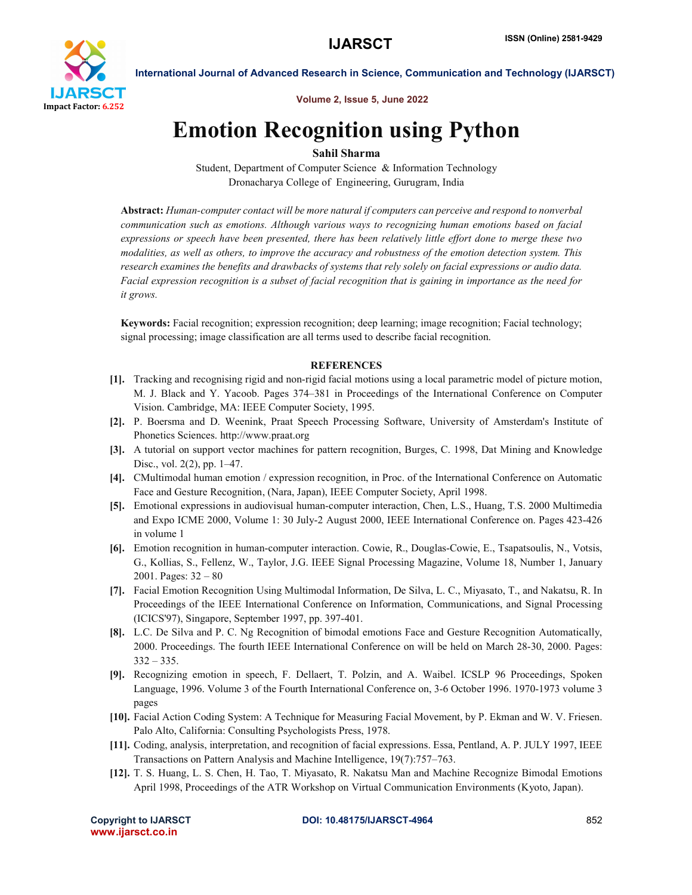# Emotion Recognition using Python

**Sahil Sharma**

Student, Department of Computer Science & Information Technology

Dronacharya College of Engineering, Gurugram, India

**Abstract:** *Human-computer contact will be more natural if computers can perceive and respond to nonverbal communication such as emotions. Although various ways to recognizing human emotions based on facial expressions or speech have been presented, there has been relatively little effort done to merge these two modalities, as well as others, to improve the accuracy and robustness of the emotion detection system. This research examines the benefits and drawbacks of systems that rely solely on facial expressions or audio data. Facial expression recognition is a subset of facial recognition that is gaining in importance as the need for it grows.*

**Keywords:** Facial recognition; expression recognition; deep learning; image recognition; Facial technology; signal processing; image classification are all terms used to describe facial recognition.

## REFERENCES

**[1].** Tracking and recognising rigid and non-rigid facial motions using a local parametric model of picture motion, M. J. Black and Y. Yacoob. Pages 374–381 in Proceedings of the International Conference on Computer Vision. Cambridge, MA: IEEE Computer Society, 1995.

**[2].** P. Boersma and D. Weenink, Praat Speech Processing Software, University of Amsterdam's Institute of Phonetics Sciences. http://www.praat.org

**[3].** A tutorial on support vector machines for pattern recognition, Burges, C. 1998, Dat Mining and Knowledge Disc., vol. 2(2), pp. 1–47.

**[4].** CMultimodal human emotion / expression recognition, in Proc. of the International Conference on Automatic Face and Gesture Recognition, (Nara, Japan), IEEE Computer Society, April 1998.

**[5].** Emotional expressions in audiovisual human-computer interaction, Chen, L.S., Huang, T.S. 2000 Multimedia and Expo ICME 2000, Volume 1: 30 July-2 August 2000, IEEE International Conference on. Pages 423-426 in volume 1

**[6].** Emotion recognition in human-computer interaction. Cowie, R., Douglas-Cowie, E., Tsapatsoulis, N., Votsis, G., Kollias, S., Fellenz, W., Taylor, J.G. IEEE Signal Processing Magazine, Volume 18, Number 1, January 2001. Pages: 32 – 80

**[7].** Facial Emotion Recognition Using Multimodal Information, De Silva, L. C., Miyasato, T., and Nakatsu, R. In Proceedings of the IEEE International Conference on Information, Communications, and Signal Processing (ICICS'97), Singapore, September 1997, pp. 397-401.

**[8].** L.C. De Silva and P. C. Ng Recognition of bimodal emotions Face and Gesture Recognition Automatically, 2000. Proceedings. The fourth IEEE International Conference on will be held on March 28-30, 2000. Pages: 332 – 335.

**[9].** Recognizing emotion in speech, F. Dellaert, T. Polzin, and A. Waibel. ICSLP 96 Proceedings, Spoken Language, 1996. Volume 3 of the Fourth International Conference on, 3-6 October 1996. 1970-1973 volume 3 pages

**[10].** Facial Action Coding System: A Technique for Measuring Facial Movement, by P. Ekman and W. V. Friesen. Palo Alto, California: Consulting Psychologists Press, 1978.

**[11].** Coding, analysis, interpretation, and recognition of facial expressions. Essa, Pentland, A. P. JULY 1997, IEEE Transactions on Pattern Analysis and Machine Intelligence, 19(7):757–763.

**[12].** T. S. Huang, L. S. Chen, H. Tao, T. Miyasato, R. Nakatsu Man and Machine Recognize Bimodal Emotions April 1998, Proceedings of the ATR Workshop on Virtual Communication Environments (Kyoto, Japan).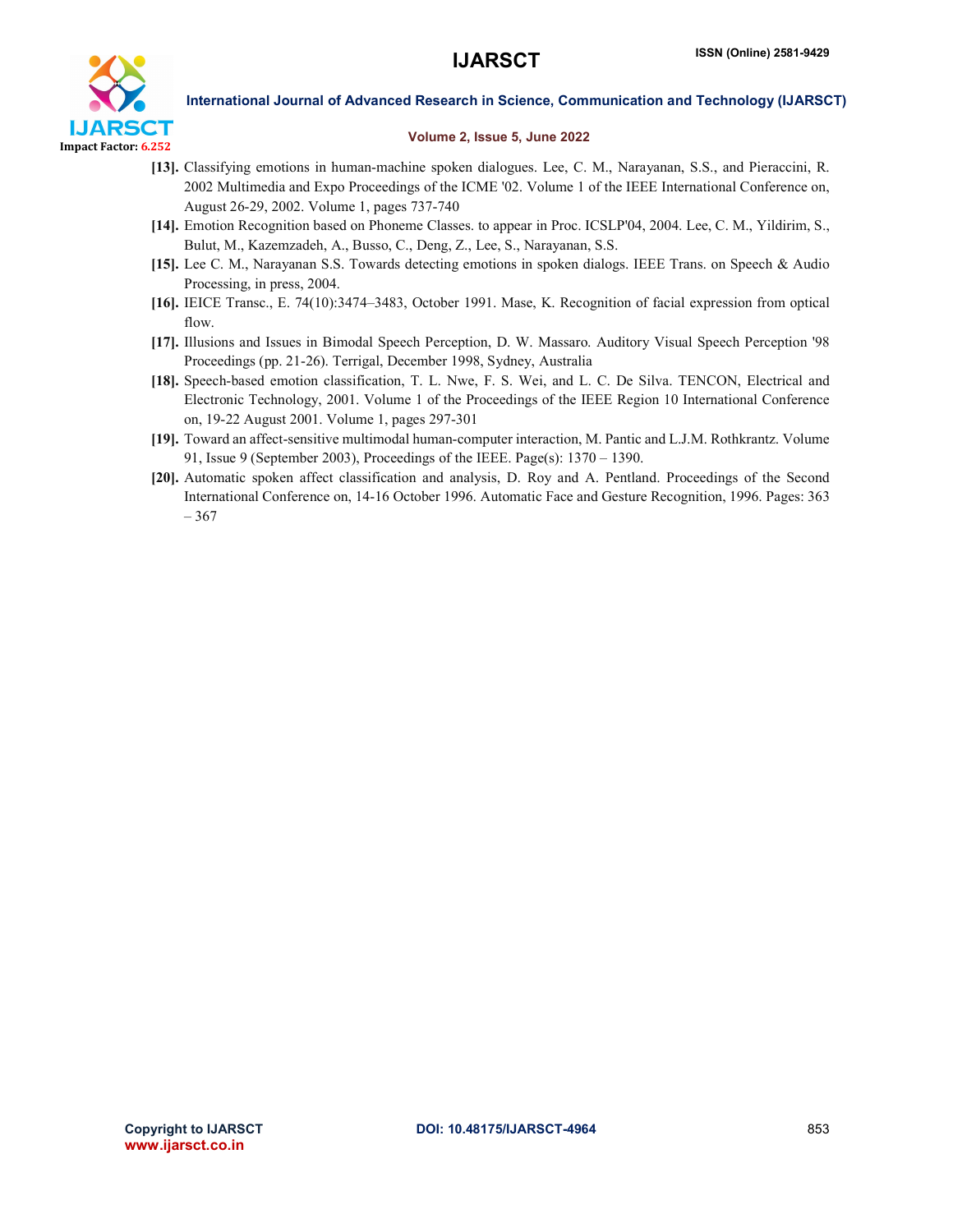**[13].** Classifying emotions in human-machine spoken dialogues. Lee, C. M., Narayanan, S.S., and Pieraccini, R. 2002 Multimedia and Expo Proceedings of the ICME '02. Volume 1 of the IEEE International Conference on, August 26-29, 2002. Volume 1, pages 737-740

**[14].** Emotion Recognition based on Phoneme Classes. to appear in Proc. ICSLP'04, 2004. Lee, C. M., Yildirim, S., Bulut, M., Kazemzadeh, A., Busso, C., Deng, Z., Lee, S., Narayanan, S.S.

**[15].** Lee C. M., Narayanan S.S. Towards detecting emotions in spoken dialogs. IEEE Trans. on Speech & Audio Processing, in press, 2004.

**[16].** IEICE Transc., E. 74(10):3474–3483, October 1991. Mase, K. Recognition of facial expression from optical flow.

**[17].** Illusions and Issues in Bimodal Speech Perception, D. W. Massaro. Auditory Visual Speech Perception '98 Proceedings (pp. 21-26). Terrigal, December 1998, Sydney, Australia

**[18].** Speech-based emotion classification, T. L. Nwe, F. S. Wei, and L. C. De Silva. TENCON, Electrical and Electronic Technology, 2001. Volume 1 of the Proceedings of the IEEE Region 10 International Conference on, 19-22 August 2001. Volume 1, pages 297-301

**[19].** Toward an affect-sensitive multimodal human-computer interaction, M. Pantic and L.J.M. Rothkrantz. Volume 91, Issue 9 (September 2003), Proceedings of the IEEE. Page(s): 1370 – 1390.

**[20].** Automatic spoken affect classification and analysis, D. Roy and A. Pentland. Proceedings of the Second International Conference on, 14-16 October 1996. Automatic Face and Gesture Recognition, 1996. Pages: 363 – 367